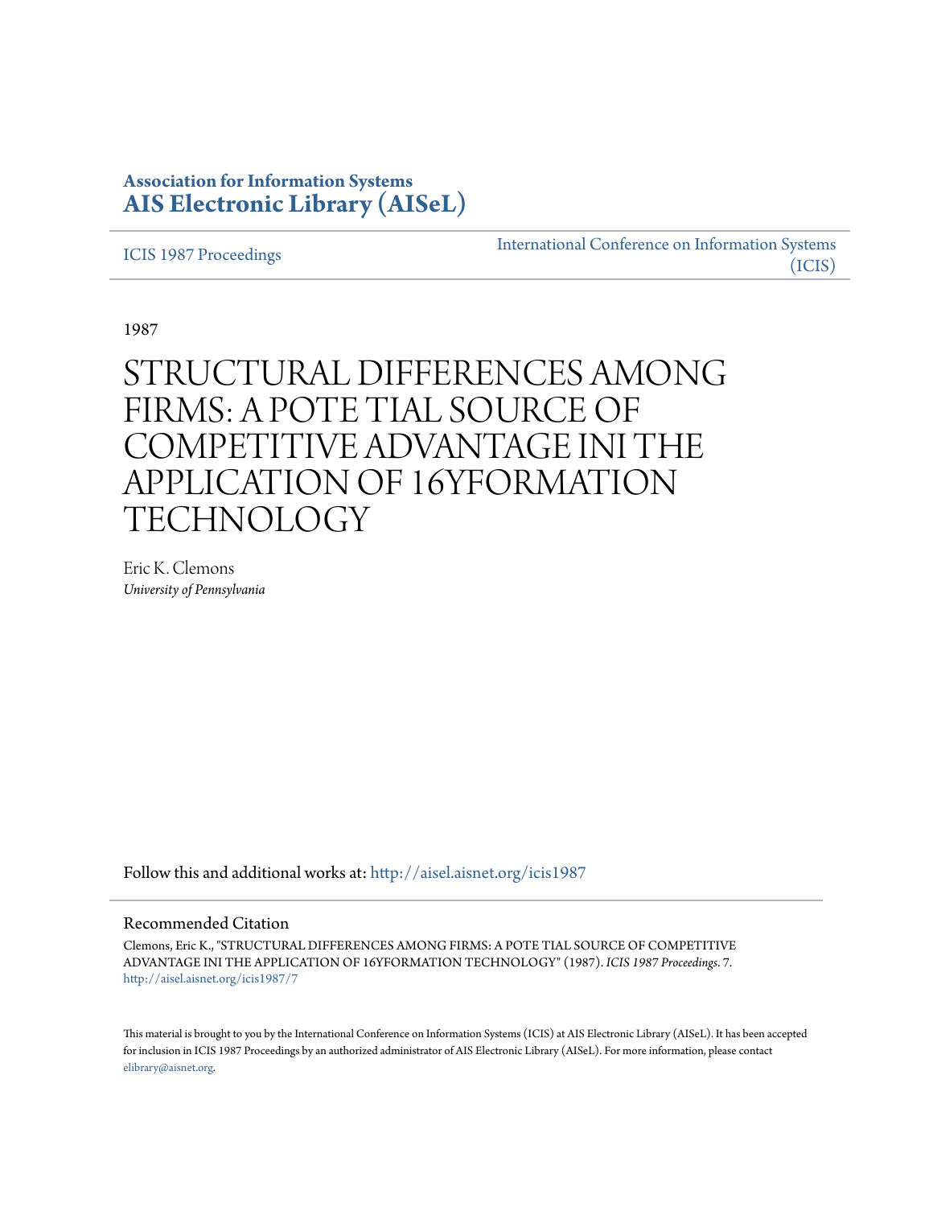**Association for Information Systems**
**[AIS Electronic Library (AISeL)](http://aisel.aisnet.org)**

[ICIS 1987 Proceedings](http://aisel.aisnet.org/icis1987) | [International Conference on Information Systems (ICIS)](http://aisel.aisnet.org/icis)

1987

# STRUCTURAL DIFFERENCES AMONG FIRMS: A POTE TIAL SOURCE OF COMPETITIVE ADVANTAGE INI THE APPLICATION OF 16YFORMATION TECHNOLOGY

Eric K. Clemons
*University of Pennsylvania*

Follow this and additional works at: http://aisel.aisnet.org/icis1987

## Recommended Citation

Clemons, Eric K., "STRUCTURAL DIFFERENCES AMONG FIRMS: A POTE TIAL SOURCE OF COMPETITIVE ADVANTAGE INI THE APPLICATION OF 16YFORMATION TECHNOLOGY" (1987). *ICIS 1987 Proceedings*. 7.
http://aisel.aisnet.org/icis1987/7

This material is brought to you by the International Conference on Information Systems (ICIS) at AIS Electronic Library (AISeL). It has been accepted for inclusion in ICIS 1987 Proceedings by an authorized administrator of AIS Electronic Library (AISeL). For more information, please contact elibrary@aisnet.org.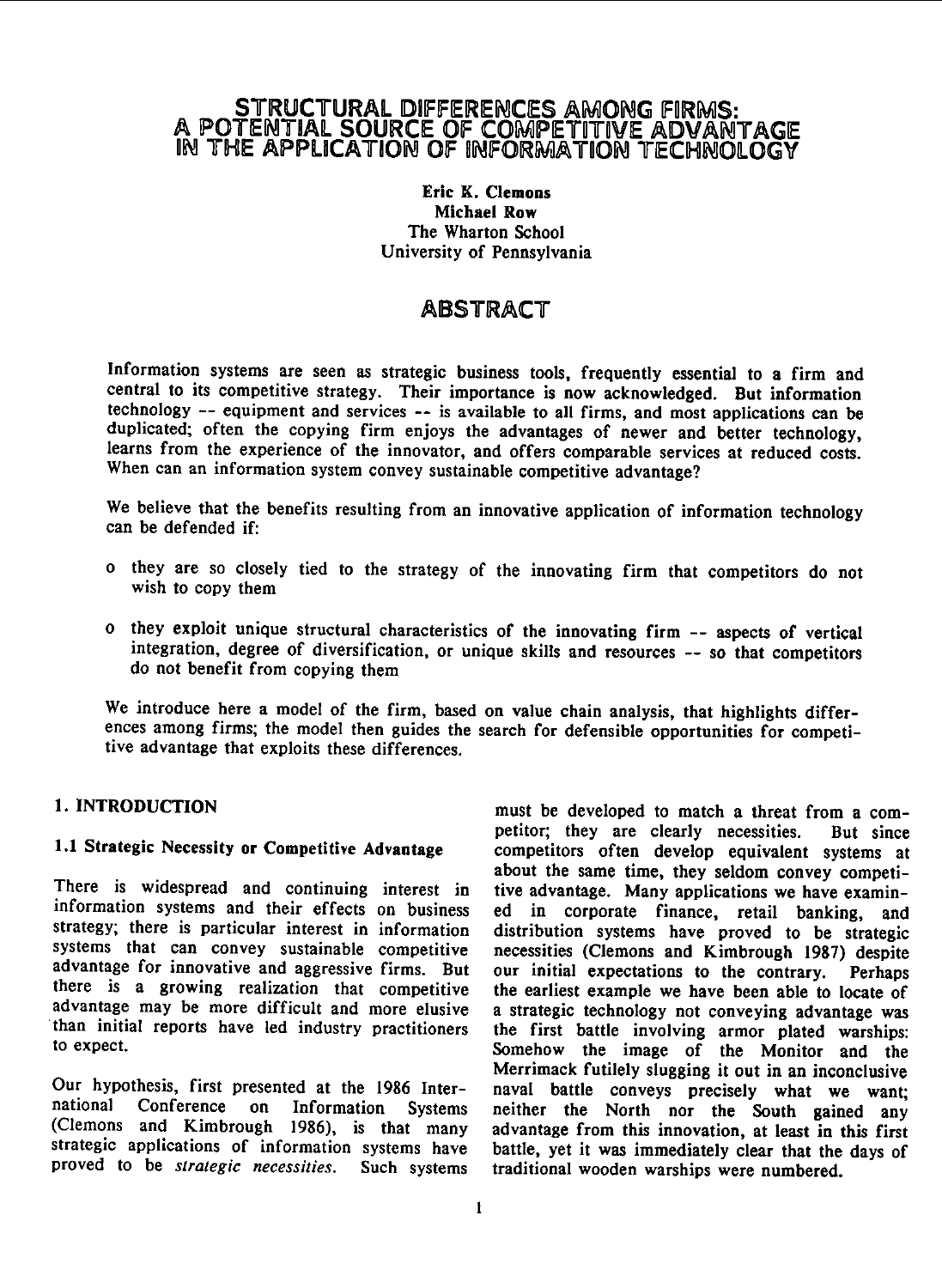# STRUCTURAL DIFFERENCES AMONG FIRMS: A POTENTIAL SOURCE OF COMPETITIVE ADVANTAGE IN THE APPLICATION OF INFORMATION TECHNOLOGY

**Eric K. Clemons**
**Michael Row**
The Wharton School
University of Pennsylvania

## ABSTRACT

Information systems are seen as strategic business tools, frequently essential to a firm and central to its competitive strategy. Their importance is now acknowledged. But information technology -- equipment and services -- is available to all firms, and most applications can be duplicated; often the copying firm enjoys the advantages of newer and better technology, learns from the experience of the innovator, and offers comparable services at reduced costs. When can an information system convey sustainable competitive advantage?

We believe that the benefits resulting from an innovative application of information technology can be defended if:

- they are so closely tied to the strategy of the innovating firm that competitors do not wish to copy them
- they exploit unique structural characteristics of the innovating firm -- aspects of vertical integration, degree of diversification, or unique skills and resources -- so that competitors do not benefit from copying them

We introduce here a model of the firm, based on value chain analysis, that highlights differences among firms; the model then guides the search for defensible opportunities for competitive advantage that exploits these differences.

## 1. INTRODUCTION

### 1.1 Strategic Necessity or Competitive Advantage

There is widespread and continuing interest in information systems and their effects on business strategy; there is particular interest in information systems that can convey sustainable competitive advantage for innovative and aggressive firms. But there is a growing realization that competitive advantage may be more difficult and more elusive than initial reports have led industry practitioners to expect.

Our hypothesis, first presented at the 1986 International Conference on Information Systems (Clemons and Kimbrough 1986), is that many strategic applications of information systems have proved to be *strategic necessities*. Such systems must be developed to match a threat from a competitor; they are clearly necessities. But since competitors often develop equivalent systems at about the same time, they seldom convey competitive advantage. Many applications we have examined in corporate finance, retail banking, and distribution systems have proved to be strategic necessities (Clemons and Kimbrough 1987) despite our initial expectations to the contrary. Perhaps the earliest example we have been able to locate of a strategic technology not conveying advantage was the first battle involving armor plated warships: Somehow the image of the Monitor and the Merrimack futilely slugging it out in an inconclusive naval battle conveys precisely what we want; neither the North nor the South gained any advantage from this innovation, at least in this first battle, yet it was immediately clear that the days of traditional wooden warships were numbered.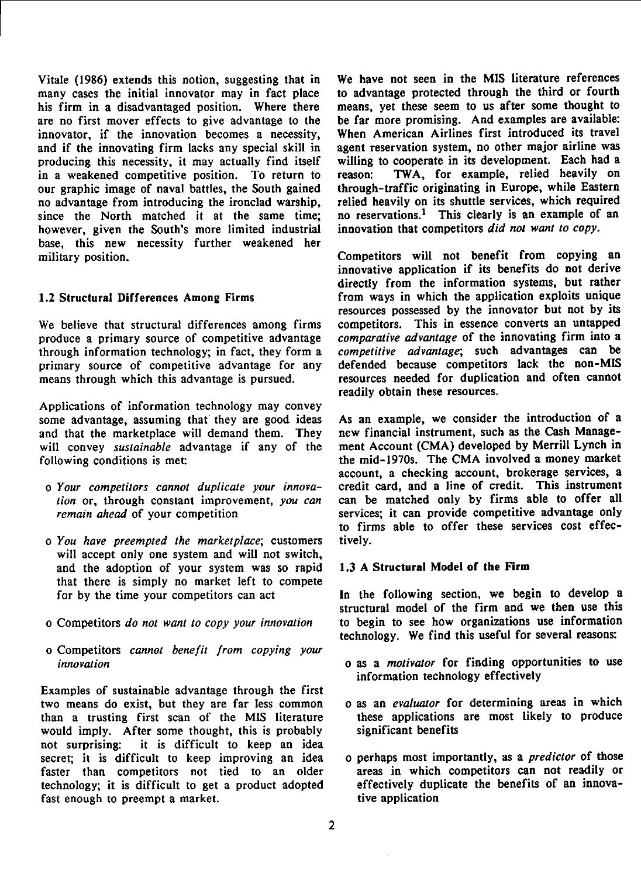Vitale (1986) extends this notion, suggesting that in many cases the initial innovator may in fact place his firm in a disadvantaged position. Where there are no first mover effects to give advantage to the innovator, if the innovation becomes a necessity, and if the innovating firm lacks any special skill in producing this necessity, it may actually find itself in a weakened competitive position. To return to our graphic image of naval battles, the South gained no advantage from introducing the ironclad warship, since the North matched it at the same time; however, given the South's more limited industrial base, this new necessity further weakened her military position.

### 1.2 Structural Differences Among Firms

We believe that structural differences among firms produce a primary source of competitive advantage through information technology; in fact, they form a primary source of competitive advantage for any means through which this advantage is pursued.

Applications of information technology may convey some advantage, assuming that they are good ideas and that the marketplace will demand them. They will convey *sustainable* advantage if any of the following conditions is met:

- *Your competitors cannot duplicate your innovation* or, through constant improvement, *you can remain ahead* of your competition
- *You have preempted the marketplace*; customers will accept only one system and will not switch, and the adoption of your system was so rapid that there is simply no market left to compete for by the time your competitors can act
- Competitors *do not want to copy your innovation*
- Competitors *cannot benefit from copying your innovation*

Examples of sustainable advantage through the first two means do exist, but they are far less common than a trusting first scan of the MIS literature would imply. After some thought, this is probably not surprising: it is difficult to keep an idea secret; it is difficult to keep improving an idea faster than competitors not tied to an older technology; it is difficult to get a product adopted fast enough to preempt a market.

We have not seen in the MIS literature references to advantage protected through the third or fourth means, yet these seem to us after some thought to be far more promising. And examples are available: When American Airlines first introduced its travel agent reservation system, no other major airline was willing to cooperate in its development. Each had a reason: TWA, for example, relied heavily on through-traffic originating in Europe, while Eastern relied heavily on its shuttle services, which required no reservations.[1] This clearly is an example of an innovation that competitors *did not want to copy.*

Competitors will not benefit from copying an innovative application if its benefits do not derive directly from the information systems, but rather from ways in which the application exploits unique resources possessed by the innovator but not by its competitors. This in essence converts an untapped *comparative advantage* of the innovating firm into a *competitive advantage*; such advantages can be defended because competitors lack the non-MIS resources needed for duplication and often cannot readily obtain these resources.

As an example, we consider the introduction of a new financial instrument, such as the Cash Management Account (CMA) developed by Merrill Lynch in the mid-1970s. The CMA involved a money market account, a checking account, brokerage services, a credit card, and a line of credit. This instrument can be matched only by firms able to offer all services; it can provide competitive advantage only to firms able to offer these services cost effectively.

### 1.3 A Structural Model of the Firm

In the following section, we begin to develop a structural model of the firm and we then use this to begin to see how organizations use information technology. We find this useful for several reasons:

- as a *motivator* for finding opportunities to use information technology effectively
- as an *evaluator* for determining areas in which these applications are most likely to produce significant benefits
- perhaps most importantly, as a *predictor* of those areas in which competitors can not readily or effectively duplicate the benefits of an innovative application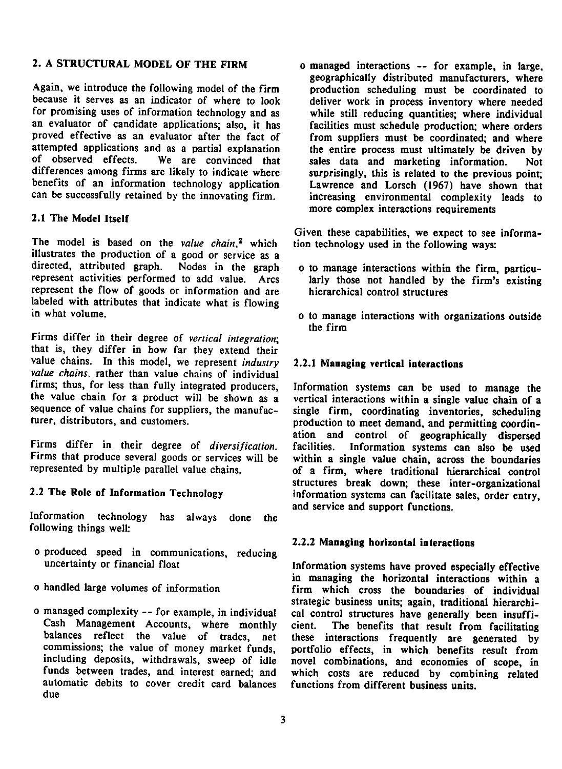## 2. A STRUCTURAL MODEL OF THE FIRM

Again, we introduce the following model of the firm because it serves as an indicator of where to look for promising uses of information technology and as an evaluator of candidate applications; also, it has proved effective as an evaluator after the fact of attempted applications and as a partial explanation of observed effects. We are convinced that differences among firms are likely to indicate where benefits of an information technology application can be successfully retained by the innovating firm.

### 2.1 The Model Itself

The model is based on the *value chain*,[2] which illustrates the production of a good or service as a directed, attributed graph. Nodes in the graph represent activities performed to add value. Arcs represent the flow of goods or information and are labeled with attributes that indicate what is flowing in what volume.

Firms differ in their degree of *vertical integration*; that is, they differ in how far they extend their value chains. In this model, we represent *industry value chains*, rather than value chains of individual firms; thus, for less than fully integrated producers, the value chain for a product will be shown as a sequence of value chains for suppliers, the manufacturer, distributors, and customers.

Firms differ in their degree of *diversification*. Firms that produce several goods or services will be represented by multiple parallel value chains.

### 2.2 The Role of Information Technology

Information technology has always done the following things well:

- produced speed in communications, reducing uncertainty or financial float
- handled large volumes of information
- managed complexity -- for example, in individual Cash Management Accounts, where monthly balances reflect the value of trades, net commissions; the value of money market funds, including deposits, withdrawals, sweep of idle funds between trades, and interest earned; and automatic debits to cover credit card balances due
- managed interactions -- for example, in large, geographically distributed manufacturers, where production scheduling must be coordinated to deliver work in process inventory where needed while still reducing quantities; where individual facilities must schedule production; where orders from suppliers must be coordinated; and where the entire process must ultimately be driven by sales data and marketing information. Not surprisingly, this is related to the previous point; Lawrence and Lorsch (1967) have shown that increasing environmental complexity leads to more complex interactions requirements

Given these capabilities, we expect to see information technology used in the following ways:

- to manage interactions within the firm, particularly those not handled by the firm's existing hierarchical control structures
- to manage interactions with organizations outside the firm

#### 2.2.1 Managing vertical interactions

Information systems can be used to manage the vertical interactions within a single value chain of a single firm, coordinating inventories, scheduling production to meet demand, and permitting coordination and control of geographically dispersed facilities. Information systems can also be used within a single value chain, across the boundaries of a firm, where traditional hierarchical control structures break down; these inter-organizational information systems can facilitate sales, order entry, and service and support functions.

#### 2.2.2 Managing horizontal interactions

Information systems have proved especially effective in managing the horizontal interactions within a firm which cross the boundaries of individual strategic business units; again, traditional hierarchical control structures have generally been insufficient. The benefits that result from facilitating these interactions frequently are generated by portfolio effects, in which benefits result from novel combinations, and economies of scope, in which costs are reduced by combining related functions from different business units.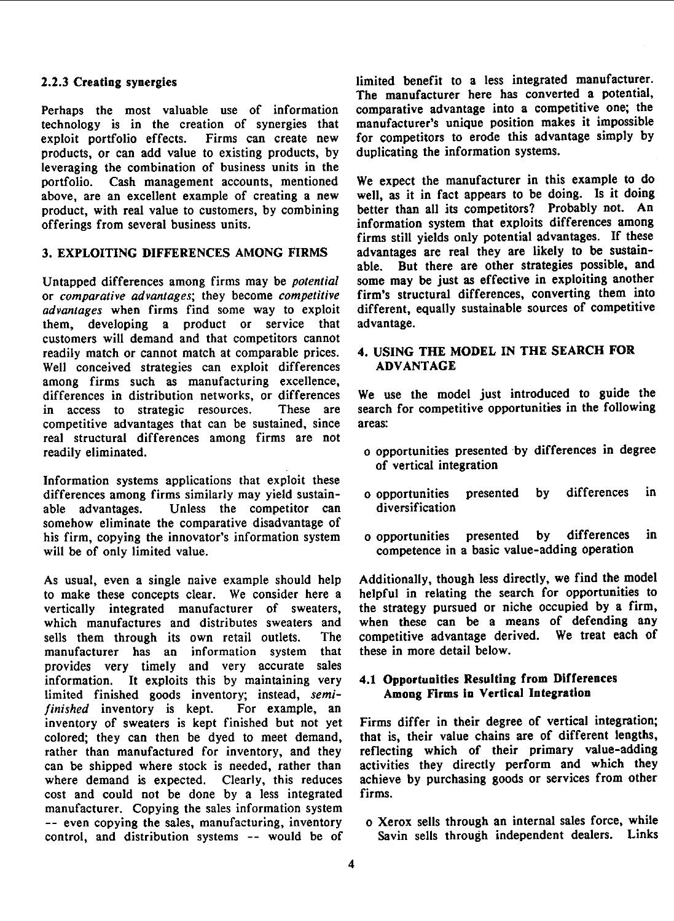### 2.2.3 Creating synergies

Perhaps the most valuable use of information technology is in the creation of synergies that exploit portfolio effects. Firms can create new products, or can add value to existing products, by leveraging the combination of business units in the portfolio. Cash management accounts, mentioned above, are an excellent example of creating a new product, with real value to customers, by combining offerings from several business units.

## 3. EXPLOITING DIFFERENCES AMONG FIRMS

Untapped differences among firms may be *potential* or *comparative advantages*; they become *competitive advantages* when firms find some way to exploit them, developing a product or service that customers will demand and that competitors cannot readily match or cannot match at comparable prices. Well conceived strategies can exploit differences among firms such as manufacturing excellence, differences in distribution networks, or differences in access to strategic resources. These are competitive advantages that can be sustained, since real structural differences among firms are not readily eliminated.

Information systems applications that exploit these differences among firms similarly may yield sustainable advantages. Unless the competitor can somehow eliminate the comparative disadvantage of his firm, copying the innovator's information system will be of only limited value.

As usual, even a single naive example should help to make these concepts clear. We consider here a vertically integrated manufacturer of sweaters, which manufactures and distributes sweaters and sells them through its own retail outlets. The manufacturer has an information system that provides very timely and very accurate sales information. It exploits this by maintaining very limited finished goods inventory; instead, *semi-finished* inventory is kept. For example, an inventory of sweaters is kept finished but not yet colored; they can then be dyed to meet demand, rather than manufactured for inventory, and they can be shipped where stock is needed, rather than where demand is expected. Clearly, this reduces cost and could not be done by a less integrated manufacturer. Copying the sales information system -- even copying the sales, manufacturing, inventory control, and distribution systems -- would be of limited benefit to a less integrated manufacturer. The manufacturer here has converted a potential, comparative advantage into a competitive one; the manufacturer's unique position makes it impossible for competitors to erode this advantage simply by duplicating the information systems.

We expect the manufacturer in this example to do well, as it in fact appears to be doing. Is it doing better than all its competitors? Probably not. An information system that exploits differences among firms still yields only potential advantages. If these advantages are real they are likely to be sustainable. But there are other strategies possible, and some may be just as effective in exploiting another firm's structural differences, converting them into different, equally sustainable sources of competitive advantage.

## 4. USING THE MODEL IN THE SEARCH FOR ADVANTAGE

We use the model just introduced to guide the search for competitive opportunities in the following areas:

- opportunities presented by differences in degree of vertical integration
- opportunities presented by differences in diversification
- opportunities presented by differences in competence in a basic value-adding operation

Additionally, though less directly, we find the model helpful in relating the search for opportunities to the strategy pursued or niche occupied by a firm, when these can be a means of defending any competitive advantage derived. We treat each of these in more detail below.

### 4.1 Opportunities Resulting from Differences Among Firms in Vertical Integration

Firms differ in their degree of vertical integration; that is, their value chains are of different lengths, reflecting which of their primary value-adding activities they directly perform and which they achieve by purchasing goods or services from other firms.

- Xerox sells through an internal sales force, while Savin sells through independent dealers. Links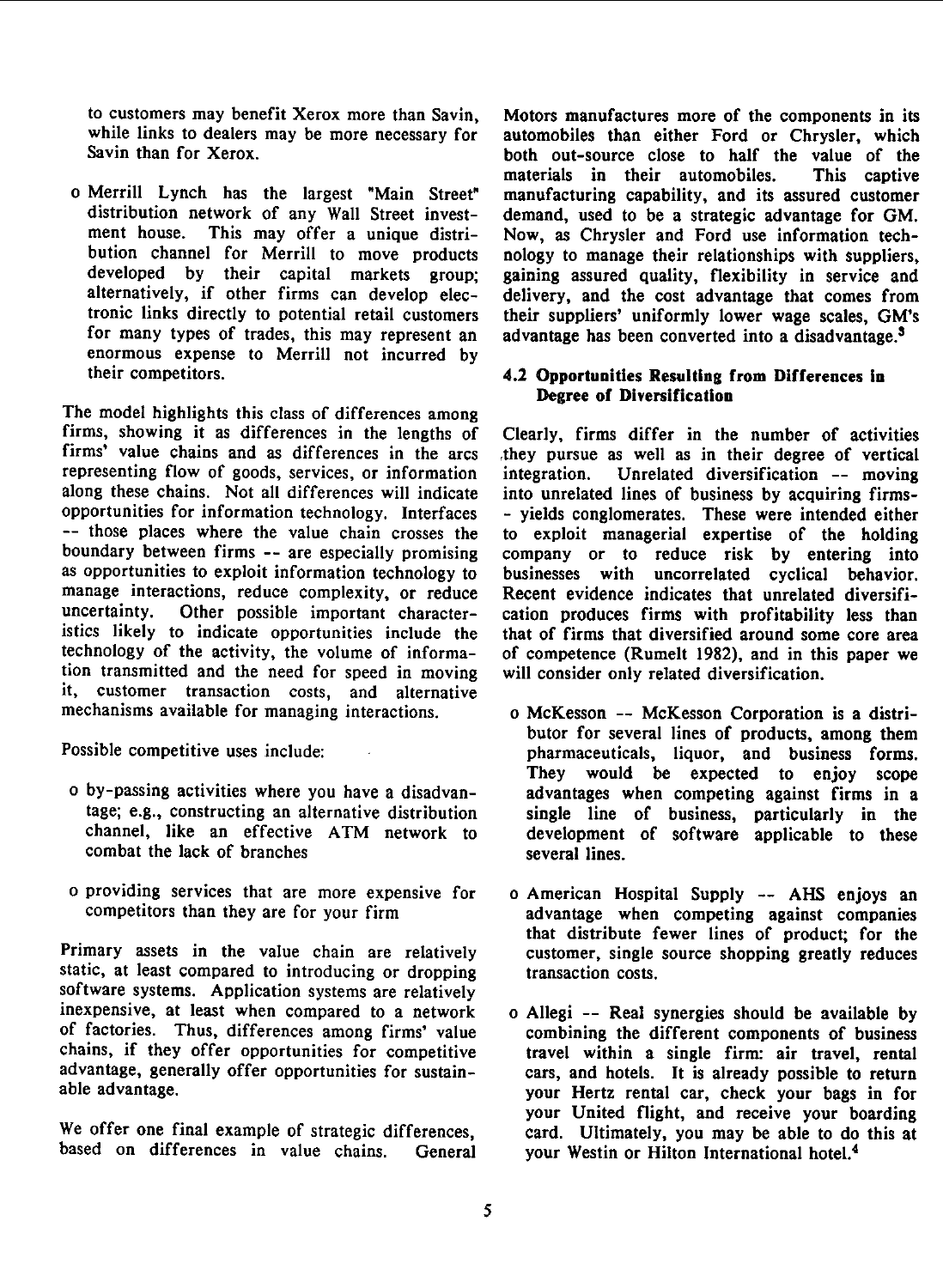to customers may benefit Xerox more than Savin, while links to dealers may be more necessary for Savin than for Xerox.

- Merrill Lynch has the largest "Main Street" distribution network of any Wall Street investment house. This may offer a unique distribution channel for Merrill to move products developed by their capital markets group; alternatively, if other firms can develop electronic links directly to potential retail customers for many types of trades, this may represent an enormous expense to Merrill not incurred by their competitors.

The model highlights this class of differences among firms, showing it as differences in the lengths of firms' value chains and as differences in the arcs representing flow of goods, services, or information along these chains. Not all differences will indicate opportunities for information technology. Interfaces -- those places where the value chain crosses the boundary between firms -- are especially promising as opportunities to exploit information technology to manage interactions, reduce complexity, or reduce uncertainty. Other possible important characteristics likely to indicate opportunities include the technology of the activity, the volume of information transmitted and the need for speed in moving it, customer transaction costs, and alternative mechanisms available for managing interactions.

Possible competitive uses include:

- by-passing activities where you have a disadvantage; e.g., constructing an alternative distribution channel, like an effective ATM network to combat the lack of branches

- providing services that are more expensive for competitors than they are for your firm

Primary assets in the value chain are relatively static, at least compared to introducing or dropping software systems. Application systems are relatively inexpensive, at least when compared to a network of factories. Thus, differences among firms' value chains, if they offer opportunities for competitive advantage, generally offer opportunities for sustainable advantage.

We offer one final example of strategic differences, based on differences in value chains. General Motors manufactures more of the components in its automobiles than either Ford or Chrysler, which both out-source close to half the value of the materials in their automobiles. This captive manufacturing capability, and its assured customer demand, used to be a strategic advantage for GM. Now, as Chrysler and Ford use information technology to manage their relationships with suppliers, gaining assured quality, flexibility in service and delivery, and the cost advantage that comes from their suppliers' uniformly lower wage scales, GM's advantage has been converted into a disadvantage.[3]

### 4.2 Opportunities Resulting from Differences in Degree of Diversification

Clearly, firms differ in the number of activities they pursue as well as in their degree of vertical integration. Unrelated diversification -- moving into unrelated lines of business by acquiring firms-- yields conglomerates. These were intended either to exploit managerial expertise of the holding company or to reduce risk by entering into businesses with uncorrelated cyclical behavior. Recent evidence indicates that unrelated diversification produces firms with profitability less than that of firms that diversified around some core area of competence (Rumelt 1982), and in this paper we will consider only related diversification.

- McKesson -- McKesson Corporation is a distributor for several lines of products, among them pharmaceuticals, liquor, and business forms. They would be expected to enjoy scope advantages when competing against firms in a single line of business, particularly in the development of software applicable to these several lines.

- American Hospital Supply -- AHS enjoys an advantage when competing against companies that distribute fewer lines of product; for the customer, single source shopping greatly reduces transaction costs.

- Allegi -- Real synergies should be available by combining the different components of business travel within a single firm: air travel, rental cars, and hotels. It is already possible to return your Hertz rental car, check your bags in for your United flight, and receive your boarding card. Ultimately, you may be able to do this at your Westin or Hilton International hotel.[4]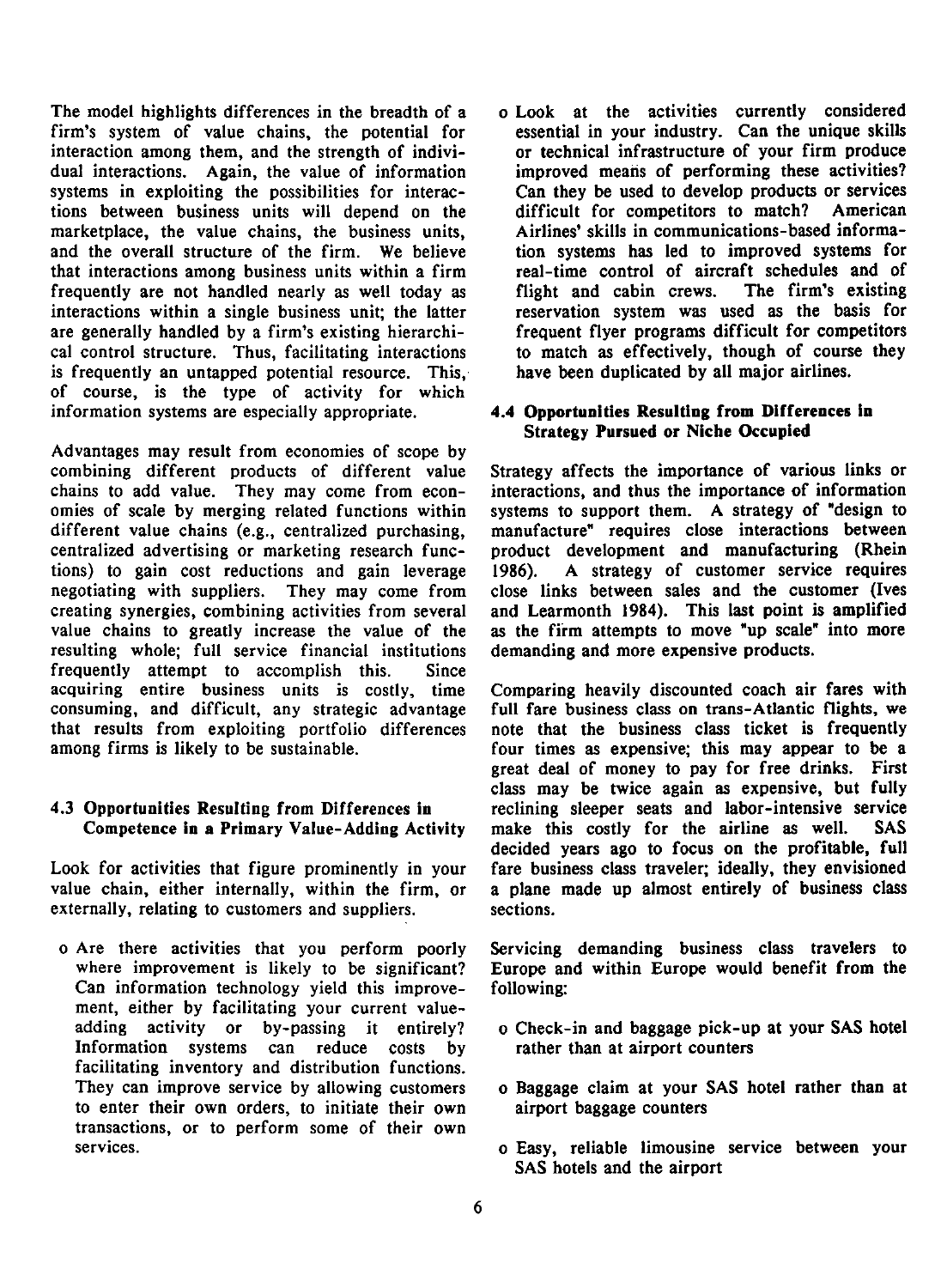The model highlights differences in the breadth of a firm's system of value chains, the potential for interaction among them, and the strength of individual interactions. Again, the value of information systems in exploiting the possibilities for interactions between business units will depend on the marketplace, the value chains, the business units, and the overall structure of the firm. We believe that interactions among business units within a firm frequently are not handled nearly as well today as interactions within a single business unit; the latter are generally handled by a firm's existing hierarchical control structure. Thus, facilitating interactions is frequently an untapped potential resource. This, of course, is the type of activity for which information systems are especially appropriate.

Advantages may result from economies of scope by combining different products of different value chains to add value. They may come from economies of scale by merging related functions within different value chains (e.g., centralized purchasing, centralized advertising or marketing research functions) to gain cost reductions and gain leverage negotiating with suppliers. They may come from creating synergies, combining activities from several value chains to greatly increase the value of the resulting whole; full service financial institutions frequently attempt to accomplish this. Since acquiring entire business units is costly, time consuming, and difficult, any strategic advantage that results from exploiting portfolio differences among firms is likely to be sustainable.

### 4.3 Opportunities Resulting from Differences in Competence in a Primary Value-Adding Activity

Look for activities that figure prominently in your value chain, either internally, within the firm, or externally, relating to customers and suppliers.

- Are there activities that you perform poorly where improvement is likely to be significant? Can information technology yield this improvement, either by facilitating your current value-adding activity or by-passing it entirely? Information systems can reduce costs by facilitating inventory and distribution functions. They can improve service by allowing customers to enter their own orders, to initiate their own transactions, or to perform some of their own services.

- Look at the activities currently considered essential in your industry. Can the unique skills or technical infrastructure of your firm produce improved means of performing these activities? Can they be used to develop products or services difficult for competitors to match? American Airlines' skills in communications-based information systems has led to improved systems for real-time control of aircraft schedules and of flight and cabin crews. The firm's existing reservation system was used as the basis for frequent flyer programs difficult for competitors to match as effectively, though of course they have been duplicated by all major airlines.

### 4.4 Opportunities Resulting from Differences in Strategy Pursued or Niche Occupied

Strategy affects the importance of various links or interactions, and thus the importance of information systems to support them. A strategy of "design to manufacture" requires close interactions between product development and manufacturing (Rhein 1986). A strategy of customer service requires close links between sales and the customer (Ives and Learmonth 1984). This last point is amplified as the firm attempts to move "up scale" into more demanding and more expensive products.

Comparing heavily discounted coach air fares with full fare business class on trans-Atlantic flights, we note that the business class ticket is frequently four times as expensive; this may appear to be a great deal of money to pay for free drinks. First class may be twice again as expensive, but fully reclining sleeper seats and labor-intensive service make this costly for the airline as well. SAS decided years ago to focus on the profitable, full fare business class traveler; ideally, they envisioned a plane made up almost entirely of business class sections.

Servicing demanding business class travelers to Europe and within Europe would benefit from the following:

- Check-in and baggage pick-up at your SAS hotel rather than at airport counters

- Baggage claim at your SAS hotel rather than at airport baggage counters

- Easy, reliable limousine service between your SAS hotels and the airport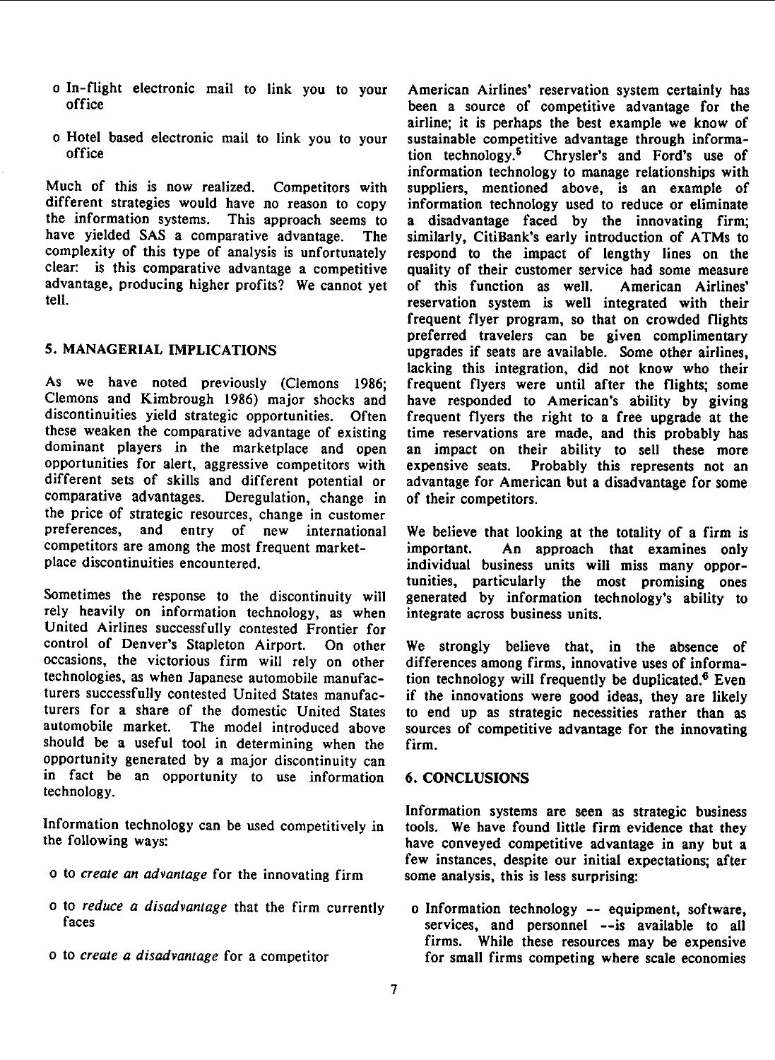- In-flight electronic mail to link you to your office
- Hotel based electronic mail to link you to your office

Much of this is now realized. Competitors with different strategies would have no reason to copy the information systems. This approach seems to have yielded SAS a comparative advantage. The complexity of this type of analysis is unfortunately clear: is this comparative advantage a competitive advantage, producing higher profits? We cannot yet tell.

## 5. MANAGERIAL IMPLICATIONS

As we have noted previously (Clemons 1986; Clemons and Kimbrough 1986) major shocks and discontinuities yield strategic opportunities. Often these weaken the comparative advantage of existing dominant players in the marketplace and open opportunities for alert, aggressive competitors with different sets of skills and different potential or comparative advantages. Deregulation, change in the price of strategic resources, change in customer preferences, and entry of new international competitors are among the most frequent marketplace discontinuities encountered.

Sometimes the response to the discontinuity will rely heavily on information technology, as when United Airlines successfully contested Frontier for control of Denver's Stapleton Airport. On other occasions, the victorious firm will rely on other technologies, as when Japanese automobile manufacturers successfully contested United States manufacturers for a share of the domestic United States automobile market. The model introduced above should be a useful tool in determining when the opportunity generated by a major discontinuity can in fact be an opportunity to use information technology.

Information technology can be used competitively in the following ways:

- to *create an advantage* for the innovating firm
- to *reduce a disadvantage* that the firm currently faces
- to *create a disadvantage* for a competitor

American Airlines' reservation system certainly has been a source of competitive advantage for the airline; it is perhaps the best example we know of sustainable competitive advantage through information technology.[5] Chrysler's and Ford's use of information technology to manage relationships with suppliers, mentioned above, is an example of information technology used to reduce or eliminate a disadvantage faced by the innovating firm; similarly, CitiBank's early introduction of ATMs to respond to the impact of lengthy lines on the quality of their customer service had some measure of this function as well. American Airlines' reservation system is well integrated with their frequent flyer program, so that on crowded flights preferred travelers can be given complimentary upgrades if seats are available. Some other airlines, lacking this integration, did not know who their frequent flyers were until after the flights; some have responded to American's ability by giving frequent flyers the right to a free upgrade at the time reservations are made, and this probably has an impact on their ability to sell these more expensive seats. Probably this represents not an advantage for American but a disadvantage for some of their competitors.

We believe that looking at the totality of a firm is important. An approach that examines only individual business units will miss many opportunities, particularly the most promising ones generated by information technology's ability to integrate across business units.

We strongly believe that, in the absence of differences among firms, innovative uses of information technology will frequently be duplicated.[6] Even if the innovations were good ideas, they are likely to end up as strategic necessities rather than as sources of competitive advantage for the innovating firm.

## 6. CONCLUSIONS

Information systems are seen as strategic business tools. We have found little firm evidence that they have conveyed competitive advantage in any but a few instances, despite our initial expectations; after some analysis, this is less surprising:

- Information technology -- equipment, software, services, and personnel --is available to all firms. While these resources may be expensive for small firms competing where scale economies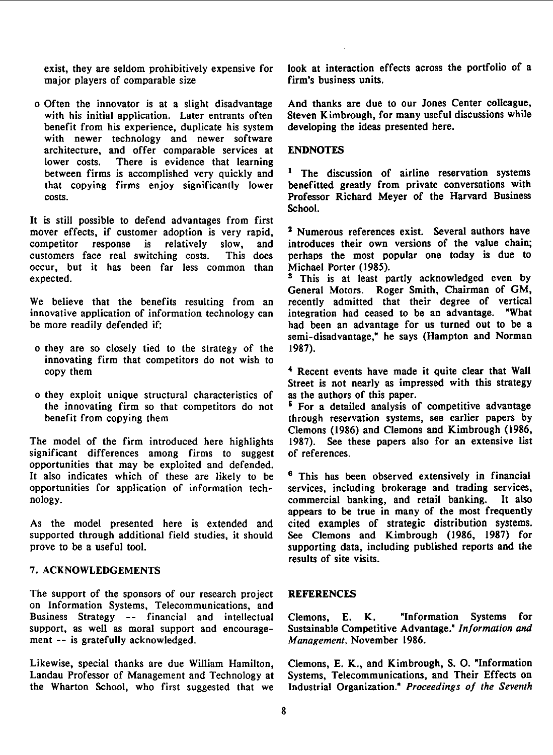exist, they are seldom prohibitively expensive for major players of comparable size

- Often the innovator is at a slight disadvantage with his initial application. Later entrants often benefit from his experience, duplicate his system with newer technology and newer software architecture, and offer comparable services at lower costs. There is evidence that learning between firms is accomplished very quickly and that copying firms enjoy significantly lower costs.

It is still possible to defend advantages from first mover effects, if customer adoption is very rapid, competitor response is relatively slow, and customers face real switching costs. This does occur, but it has been far less common than expected.

We believe that the benefits resulting from an innovative application of information technology can be more readily defended if:

- they are so closely tied to the strategy of the innovating firm that competitors do not wish to copy them
- they exploit unique structural characteristics of the innovating firm so that competitors do not benefit from copying them

The model of the firm introduced here highlights significant differences among firms to suggest opportunities that may be exploited and defended. It also indicates which of these are likely to be opportunities for application of information technology.

As the model presented here is extended and supported through additional field studies, it should prove to be a useful tool.

## 7. ACKNOWLEDGEMENTS

The support of the sponsors of our research project on Information Systems, Telecommunications, and Business Strategy -- financial and intellectual support, as well as moral support and encouragement -- is gratefully acknowledged.

Likewise, special thanks are due William Hamilton, Landau Professor of Management and Technology at the Wharton School, who first suggested that we look at interaction effects across the portfolio of a firm's business units.

And thanks are due to our Jones Center colleague, Steven Kimbrough, for many useful discussions while developing the ideas presented here.

## ENDNOTES

[1] The discussion of airline reservation systems benefitted greatly from private conversations with Professor Richard Meyer of the Harvard Business School.

[2] Numerous references exist. Several authors have introduces their own versions of the value chain; perhaps the most popular one today is due to Michael Porter (1985).

[3] This is at least partly acknowledged even by General Motors. Roger Smith, Chairman of GM, recently admitted that their degree of vertical integration had ceased to be an advantage. "What had been an advantage for us turned out to be a semi-disadvantage," he says (Hampton and Norman 1987).

[4] Recent events have made it quite clear that Wall Street is not nearly as impressed with this strategy as the authors of this paper.

[5] For a detailed analysis of competitive advantage through reservation systems, see earlier papers by Clemons (1986) and Clemons and Kimbrough (1986, 1987). See these papers also for an extensive list of references.

[6] This has been observed extensively in financial services, including brokerage and trading services, commercial banking, and retail banking. It also appears to be true in many of the most frequently cited examples of strategic distribution systems. See Clemons and Kimbrough (1986, 1987) for supporting data, including published reports and the results of site visits.

## REFERENCES

Clemons, E. K. "Information Systems for Sustainable Competitive Advantage." *Information and Management*, November 1986.

Clemons, E. K., and Kimbrough, S. O. "Information Systems, Telecommunications, and Their Effects on Industrial Organization." *Proceedings of the Seventh*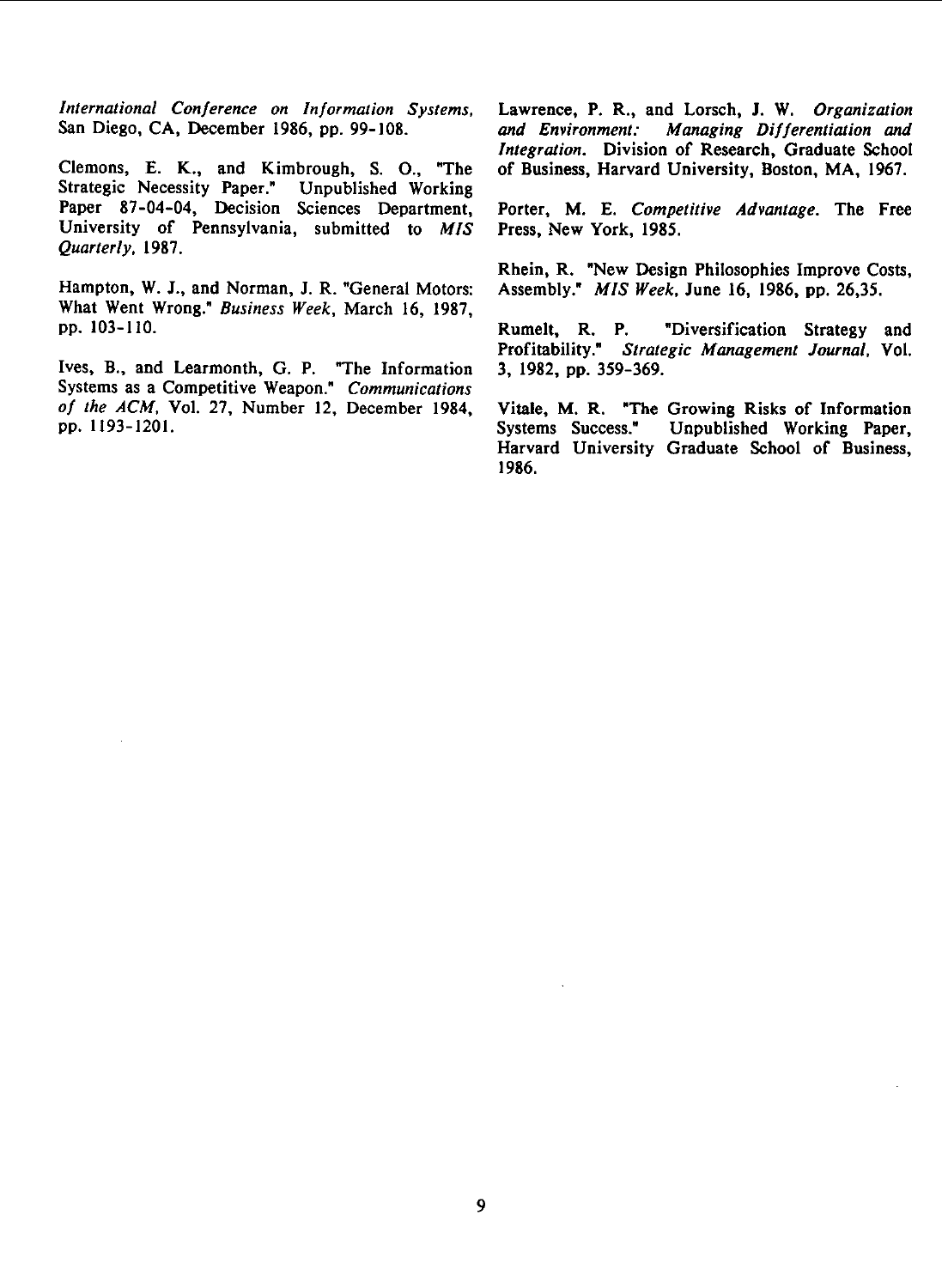*International Conference on Information Systems*, San Diego, CA, December 1986, pp. 99-108.

Clemons, E. K., and Kimbrough, S. O., "The Strategic Necessity Paper." Unpublished Working Paper 87-04-04, Decision Sciences Department, University of Pennsylvania, submitted to *MIS Quarterly*, 1987.

Hampton, W. J., and Norman, J. R. "General Motors: What Went Wrong." *Business Week*, March 16, 1987, pp. 103-110.

Ives, B., and Learmonth, G. P. "The Information Systems as a Competitive Weapon." *Communications of the ACM*, Vol. 27, Number 12, December 1984, pp. 1193-1201.

Lawrence, P. R., and Lorsch, J. W. *Organization and Environment: Managing Differentiation and Integration*. Division of Research, Graduate School of Business, Harvard University, Boston, MA, 1967.

Porter, M. E. *Competitive Advantage*. The Free Press, New York, 1985.

Rhein, R. "New Design Philosophies Improve Costs, Assembly." *MIS Week*, June 16, 1986, pp. 26,35.

Rumelt, R. P. "Diversification Strategy and Profitability." *Strategic Management Journal*, Vol. 3, 1982, pp. 359-369.

Vitale, M. R. "The Growing Risks of Information Systems Success." Unpublished Working Paper, Harvard University Graduate School of Business, 1986.